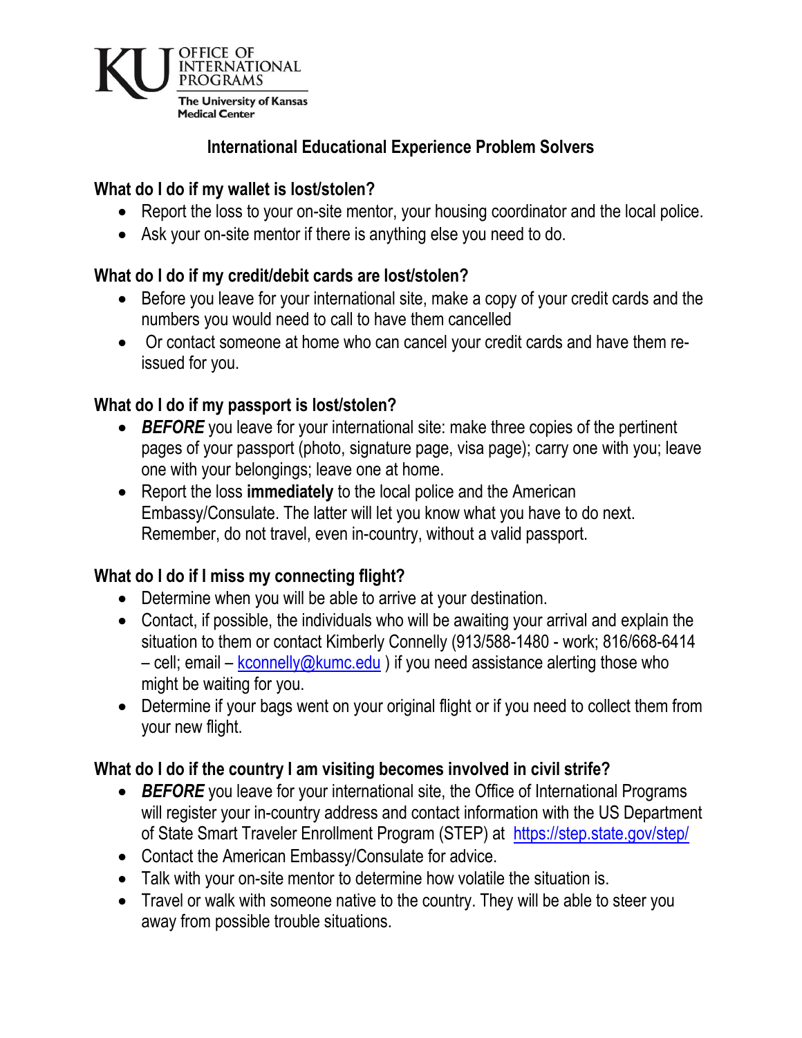KU OFFICE OF INTERNATIONAL PROGRAMS
The University of Kansas Medical Center

# International Educational Experience Problem Solvers

## What do I do if my wallet is lost/stolen?

- Report the loss to your on-site mentor, your housing coordinator and the local police.
- Ask your on-site mentor if there is anything else you need to do.

## What do I do if my credit/debit cards are lost/stolen?

- Before you leave for your international site, make a copy of your credit cards and the numbers you would need to call to have them cancelled
- Or contact someone at home who can cancel your credit cards and have them re-issued for you.

## What do I do if my passport is lost/stolen?

- ***BEFORE*** you leave for your international site: make three copies of the pertinent pages of your passport (photo, signature page, visa page); carry one with you; leave one with your belongings; leave one at home.
- Report the loss **immediately** to the local police and the American Embassy/Consulate. The latter will let you know what you have to do next. Remember, do not travel, even in-country, without a valid passport.

## What do I do if I miss my connecting flight?

- Determine when you will be able to arrive at your destination.
- Contact, if possible, the individuals who will be awaiting your arrival and explain the situation to them or contact Kimberly Connelly (913/588-1480 - work; 816/668-6414 – cell; email – kconnelly@kumc.edu ) if you need assistance alerting those who might be waiting for you.
- Determine if your bags went on your original flight or if you need to collect them from your new flight.

## What do I do if the country I am visiting becomes involved in civil strife?

- ***BEFORE*** you leave for your international site, the Office of International Programs will register your in-country address and contact information with the US Department of State Smart Traveler Enrollment Program (STEP) at https://step.state.gov/step/
- Contact the American Embassy/Consulate for advice.
- Talk with your on-site mentor to determine how volatile the situation is.
- Travel or walk with someone native to the country. They will be able to steer you away from possible trouble situations.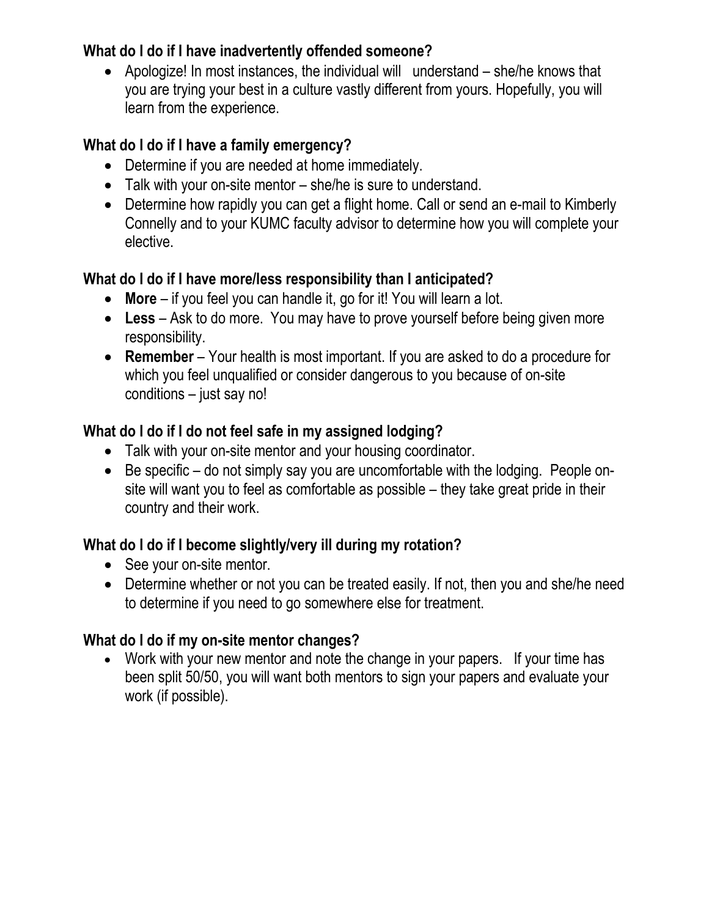**What do I do if I have inadvertently offended someone?**

- Apologize! In most instances, the individual will understand – she/he knows that you are trying your best in a culture vastly different from yours. Hopefully, you will learn from the experience.

**What do I do if I have a family emergency?**

- Determine if you are needed at home immediately.
- Talk with your on-site mentor – she/he is sure to understand.
- Determine how rapidly you can get a flight home. Call or send an e-mail to Kimberly Connelly and to your KUMC faculty advisor to determine how you will complete your elective.

**What do I do if I have more/less responsibility than I anticipated?**

- **More** – if you feel you can handle it, go for it! You will learn a lot.
- **Less** – Ask to do more. You may have to prove yourself before being given more responsibility.
- **Remember** – Your health is most important. If you are asked to do a procedure for which you feel unqualified or consider dangerous to you because of on-site conditions – just say no!

**What do I do if I do not feel safe in my assigned lodging?**

- Talk with your on-site mentor and your housing coordinator.
- Be specific – do not simply say you are uncomfortable with the lodging. People on-site will want you to feel as comfortable as possible – they take great pride in their country and their work.

**What do I do if I become slightly/very ill during my rotation?**

- See your on-site mentor.
- Determine whether or not you can be treated easily. If not, then you and she/he need to determine if you need to go somewhere else for treatment.

**What do I do if my on-site mentor changes?**

- Work with your new mentor and note the change in your papers. If your time has been split 50/50, you will want both mentors to sign your papers and evaluate your work (if possible).